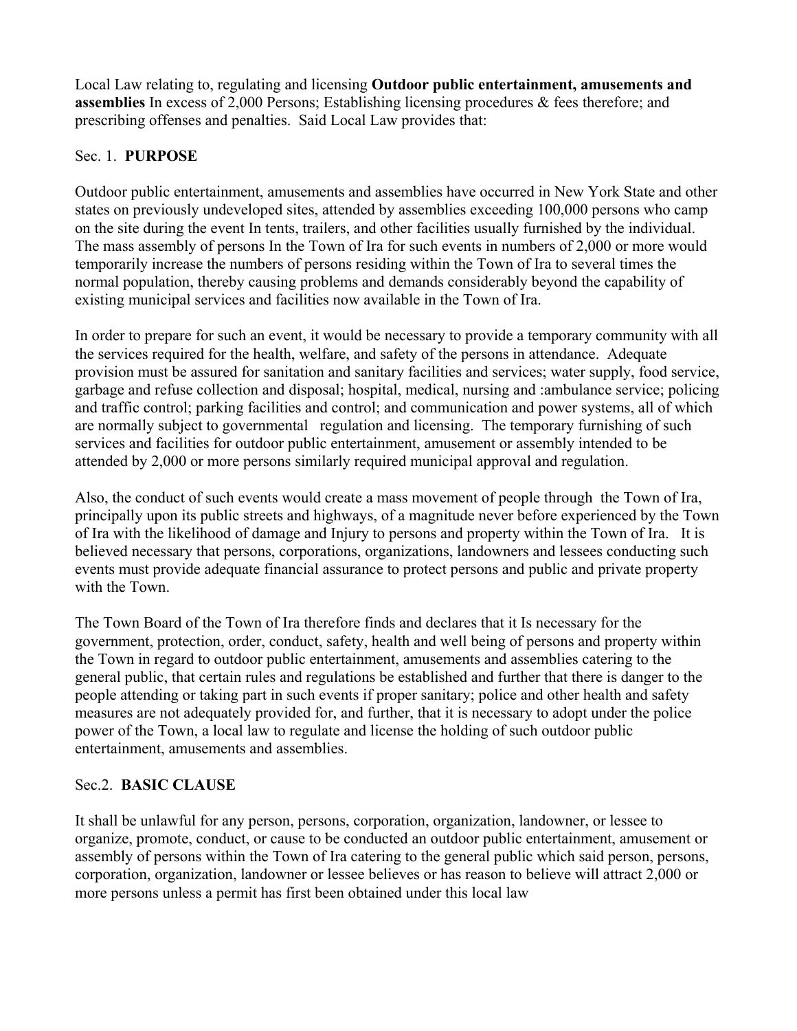Local Law relating to, regulating and licensing **Outdoor public entertainment, amusements and assemblies** In excess of 2,000 Persons; Establishing licensing procedures & fees therefore; and prescribing offenses and penalties. Said Local Law provides that:

Sec. 1. **PURPOSE**

Outdoor public entertainment, amusements and assemblies have occurred in New York State and other states on previously undeveloped sites, attended by assemblies exceeding 100,000 persons who camp on the site during the event In tents, trailers, and other facilities usually furnished by the individual. The mass assembly of persons In the Town of Ira for such events in numbers of 2,000 or more would temporarily increase the numbers of persons residing within the Town of Ira to several times the normal population, thereby causing problems and demands considerably beyond the capability of existing municipal services and facilities now available in the Town of Ira.

In order to prepare for such an event, it would be necessary to provide a temporary community with all the services required for the health, welfare, and safety of the persons in attendance. Adequate provision must be assured for sanitation and sanitary facilities and services; water supply, food service, garbage and refuse collection and disposal; hospital, medical, nursing and :ambulance service; policing and traffic control; parking facilities and control; and communication and power systems, all of which are normally subject to governmental regulation and licensing. The temporary furnishing of such services and facilities for outdoor public entertainment, amusement or assembly intended to be attended by 2,000 or more persons similarly required municipal approval and regulation.

Also, the conduct of such events would create a mass movement of people through the Town of Ira, principally upon its public streets and highways, of a magnitude never before experienced by the Town of Ira with the likelihood of damage and Injury to persons and property within the Town of Ira. It is believed necessary that persons, corporations, organizations, landowners and lessees conducting such events must provide adequate financial assurance to protect persons and public and private property with the Town.

The Town Board of the Town of Ira therefore finds and declares that it Is necessary for the government, protection, order, conduct, safety, health and well being of persons and property within the Town in regard to outdoor public entertainment, amusements and assemblies catering to the general public, that certain rules and regulations be established and further that there is danger to the people attending or taking part in such events if proper sanitary; police and other health and safety measures are not adequately provided for, and further, that it is necessary to adopt under the police power of the Town, a local law to regulate and license the holding of such outdoor public entertainment, amusements and assemblies.

Sec.2. **BASIC CLAUSE**

It shall be unlawful for any person, persons, corporation, organization, landowner, or lessee to organize, promote, conduct, or cause to be conducted an outdoor public entertainment, amusement or assembly of persons within the Town of Ira catering to the general public which said person, persons, corporation, organization, landowner or lessee believes or has reason to believe will attract 2,000 or more persons unless a permit has first been obtained under this local law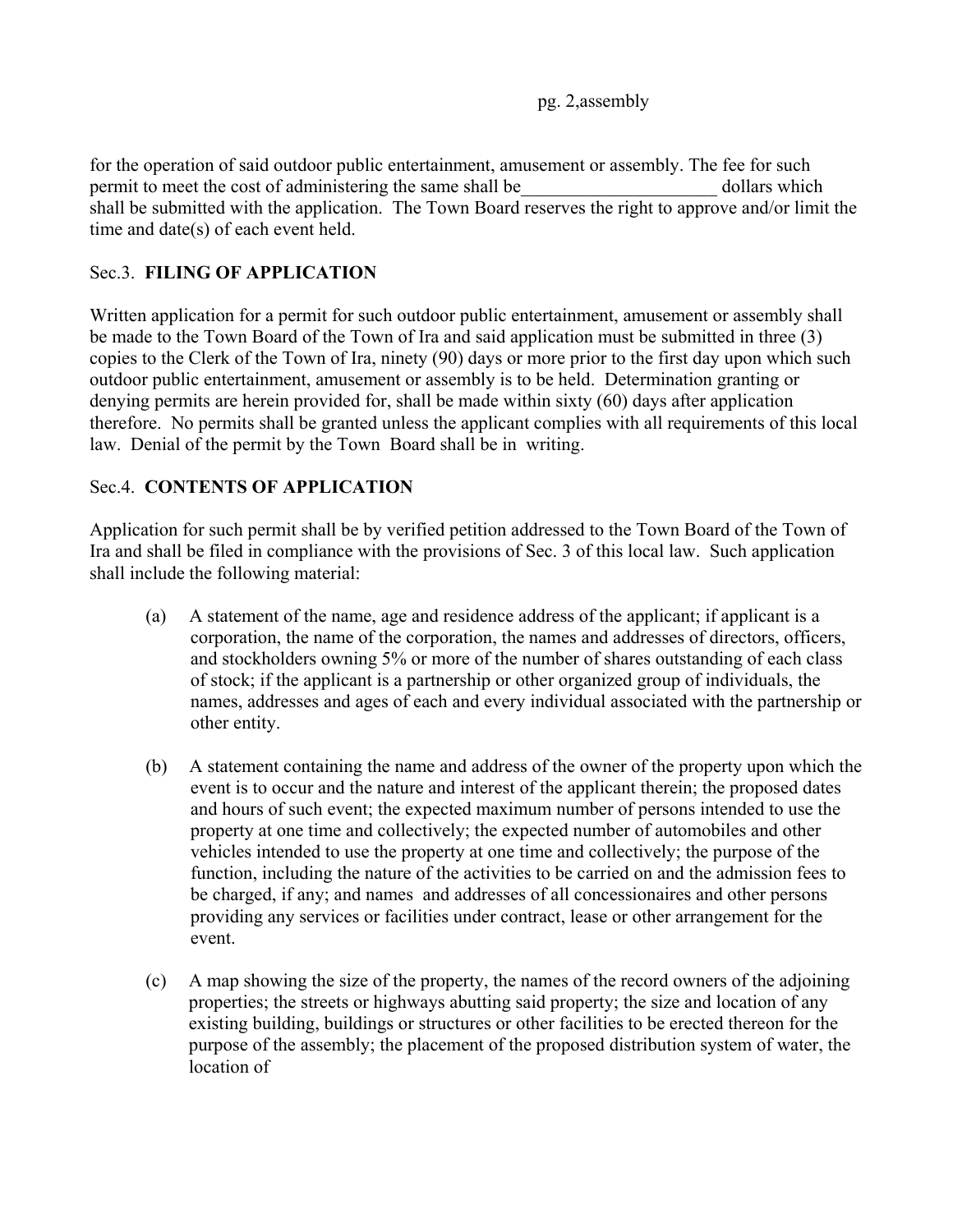for the operation of said outdoor public entertainment, amusement or assembly. The fee for such permit to meet the cost of administering the same shall be_____________________ dollars which shall be submitted with the application. The Town Board reserves the right to approve and/or limit the time and date(s) of each event held.

Sec.3. **FILING OF APPLICATION**

Written application for a permit for such outdoor public entertainment, amusement or assembly shall be made to the Town Board of the Town of Ira and said application must be submitted in three (3) copies to the Clerk of the Town of Ira, ninety (90) days or more prior to the first day upon which such outdoor public entertainment, amusement or assembly is to be held. Determination granting or denying permits are herein provided for, shall be made within sixty (60) days after application therefore. No permits shall be granted unless the applicant complies with all requirements of this local law. Denial of the permit by the Town Board shall be in writing.

Sec.4. **CONTENTS OF APPLICATION**

Application for such permit shall be by verified petition addressed to the Town Board of the Town of Ira and shall be filed in compliance with the provisions of Sec. 3 of this local law. Such application shall include the following material:

(a) A statement of the name, age and residence address of the applicant; if applicant is a corporation, the name of the corporation, the names and addresses of directors, officers, and stockholders owning 5% or more of the number of shares outstanding of each class of stock; if the applicant is a partnership or other organized group of individuals, the names, addresses and ages of each and every individual associated with the partnership or other entity.

(b) A statement containing the name and address of the owner of the property upon which the event is to occur and the nature and interest of the applicant therein; the proposed dates and hours of such event; the expected maximum number of persons intended to use the property at one time and collectively; the expected number of automobiles and other vehicles intended to use the property at one time and collectively; the purpose of the function, including the nature of the activities to be carried on and the admission fees to be charged, if any; and names and addresses of all concessionaires and other persons providing any services or facilities under contract, lease or other arrangement for the event.

(c) A map showing the size of the property, the names of the record owners of the adjoining properties; the streets or highways abutting said property; the size and location of any existing building, buildings or structures or other facilities to be erected thereon for the purpose of the assembly; the placement of the proposed distribution system of water, the location of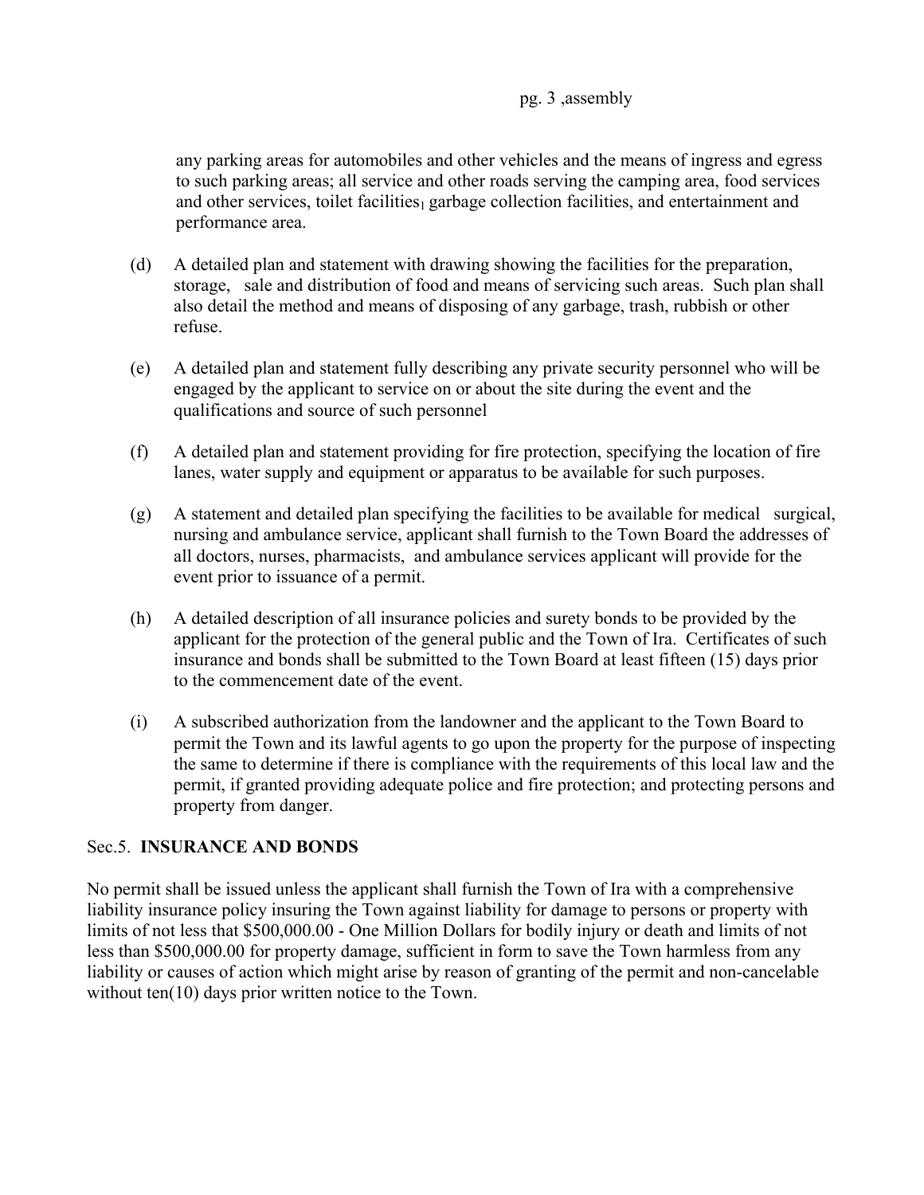any parking areas for automobiles and other vehicles and the means of ingress and egress to such parking areas; all service and other roads serving the camping area, food services and other services, toilet facilities, garbage collection facilities, and entertainment and performance area.

(d) A detailed plan and statement with drawing showing the facilities for the preparation, storage, sale and distribution of food and means of servicing such areas. Such plan shall also detail the method and means of disposing of any garbage, trash, rubbish or other refuse.

(e) A detailed plan and statement fully describing any private security personnel who will be engaged by the applicant to service on or about the site during the event and the qualifications and source of such personnel

(f) A detailed plan and statement providing for fire protection, specifying the location of fire lanes, water supply and equipment or apparatus to be available for such purposes.

(g) A statement and detailed plan specifying the facilities to be available for medical surgical, nursing and ambulance service, applicant shall furnish to the Town Board the addresses of all doctors, nurses, pharmacists, and ambulance services applicant will provide for the event prior to issuance of a permit.

(h) A detailed description of all insurance policies and surety bonds to be provided by the applicant for the protection of the general public and the Town of Ira. Certificates of such insurance and bonds shall be submitted to the Town Board at least fifteen (15) days prior to the commencement date of the event.

(i) A subscribed authorization from the landowner and the applicant to the Town Board to permit the Town and its lawful agents to go upon the property for the purpose of inspecting the same to determine if there is compliance with the requirements of this local law and the permit, if granted providing adequate police and fire protection; and protecting persons and property from danger.

Sec.5. **INSURANCE AND BONDS**

No permit shall be issued unless the applicant shall furnish the Town of Ira with a comprehensive liability insurance policy insuring the Town against liability for damage to persons or property with limits of not less that $500,000.00 - One Million Dollars for bodily injury or death and limits of not less than $500,000.00 for property damage, sufficient in form to save the Town harmless from any liability or causes of action which might arise by reason of granting of the permit and non-cancelable without ten(10) days prior written notice to the Town.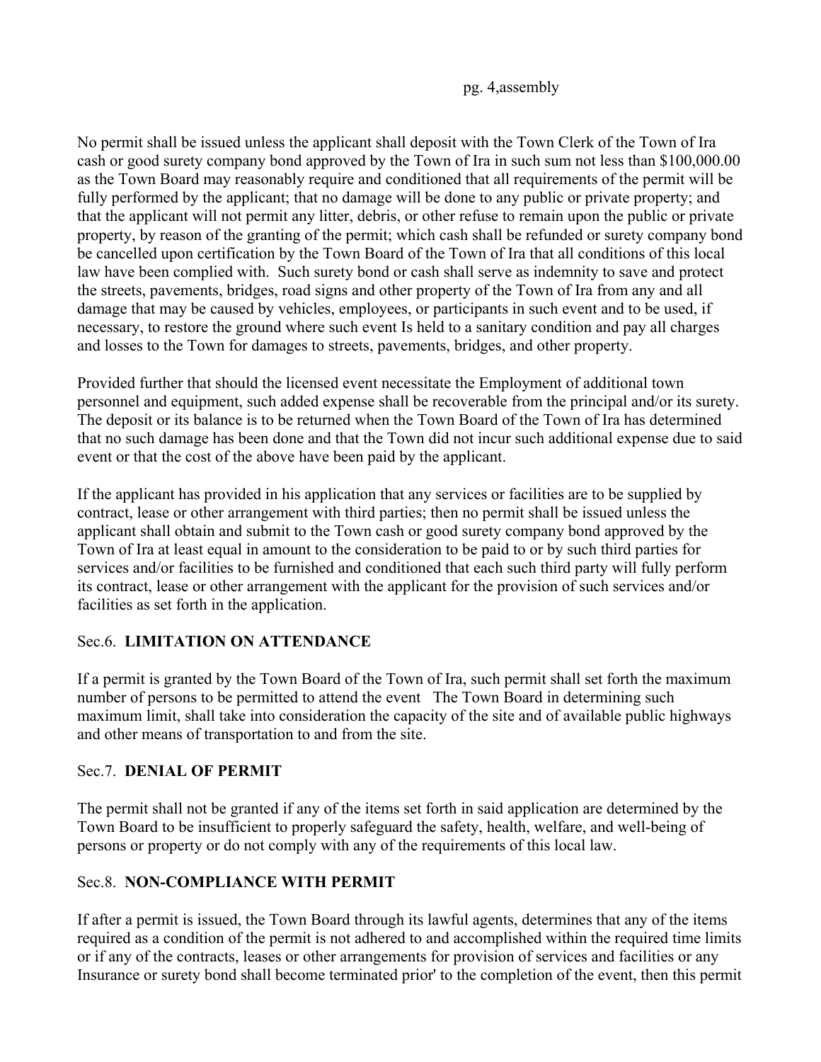No permit shall be issued unless the applicant shall deposit with the Town Clerk of the Town of Ira cash or good surety company bond approved by the Town of Ira in such sum not less than $100,000.00 as the Town Board may reasonably require and conditioned that all requirements of the permit will be fully performed by the applicant; that no damage will be done to any public or private property; and that the applicant will not permit any litter, debris, or other refuse to remain upon the public or private property, by reason of the granting of the permit; which cash shall be refunded or surety company bond be cancelled upon certification by the Town Board of the Town of Ira that all conditions of this local law have been complied with. Such surety bond or cash shall serve as indemnity to save and protect the streets, pavements, bridges, road signs and other property of the Town of Ira from any and all damage that may be caused by vehicles, employees, or participants in such event and to be used, if necessary, to restore the ground where such event Is held to a sanitary condition and pay all charges and losses to the Town for damages to streets, pavements, bridges, and other property.

Provided further that should the licensed event necessitate the Employment of additional town personnel and equipment, such added expense shall be recoverable from the principal and/or its surety. The deposit or its balance is to be returned when the Town Board of the Town of Ira has determined that no such damage has been done and that the Town did not incur such additional expense due to said event or that the cost of the above have been paid by the applicant.

If the applicant has provided in his application that any services or facilities are to be supplied by contract, lease or other arrangement with third parties; then no permit shall be issued unless the applicant shall obtain and submit to the Town cash or good surety company bond approved by the Town of Ira at least equal in amount to the consideration to be paid to or by such third parties for services and/or facilities to be furnished and conditioned that each such third party will fully perform its contract, lease or other arrangement with the applicant for the provision of such services and/or facilities as set forth in the application.

## Sec.6. **LIMITATION ON ATTENDANCE**

If a permit is granted by the Town Board of the Town of Ira, such permit shall set forth the maximum number of persons to be permitted to attend the event The Town Board in determining such maximum limit, shall take into consideration the capacity of the site and of available public highways and other means of transportation to and from the site.

## Sec.7. **DENIAL OF PERMIT**

The permit shall not be granted if any of the items set forth in said application are determined by the Town Board to be insufficient to properly safeguard the safety, health, welfare, and well-being of persons or property or do not comply with any of the requirements of this local law.

## Sec.8. **NON-COMPLIANCE WITH PERMIT**

If after a permit is issued, the Town Board through its lawful agents, determines that any of the items required as a condition of the permit is not adhered to and accomplished within the required time limits or if any of the contracts, leases or other arrangements for provision of services and facilities or any Insurance or surety bond shall become terminated prior' to the completion of the event, then this permit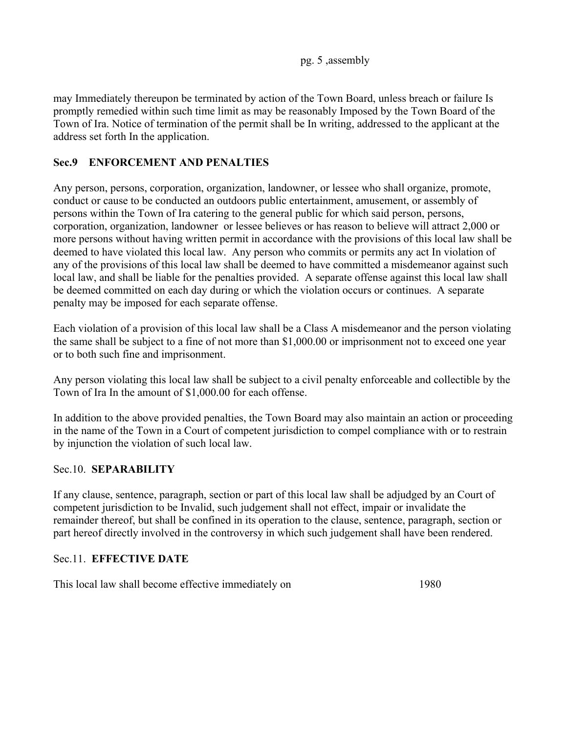may Immediately thereupon be terminated by action of the Town Board, unless breach or failure Is promptly remedied within such time limit as may be reasonably Imposed by the Town Board of the Town of Ira. Notice of termination of the permit shall be In writing, addressed to the applicant at the address set forth In the application.

**Sec.9 ENFORCEMENT AND PENALTIES**

Any person, persons, corporation, organization, landowner, or lessee who shall organize, promote, conduct or cause to be conducted an outdoors public entertainment, amusement, or assembly of persons within the Town of Ira catering to the general public for which said person, persons, corporation, organization, landowner or lessee believes or has reason to believe will attract 2,000 or more persons without having written permit in accordance with the provisions of this local law shall be deemed to have violated this local law. Any person who commits or permits any act In violation of any of the provisions of this local law shall be deemed to have committed a misdemeanor against such local law, and shall be liable for the penalties provided. A separate offense against this local law shall be deemed committed on each day during or which the violation occurs or continues. A separate penalty may be imposed for each separate offense.

Each violation of a provision of this local law shall be a Class A misdemeanor and the person violating the same shall be subject to a fine of not more than $1,000.00 or imprisonment not to exceed one year or to both such fine and imprisonment.

Any person violating this local law shall be subject to a civil penalty enforceable and collectible by the Town of Ira In the amount of $1,000.00 for each offense.

In addition to the above provided penalties, the Town Board may also maintain an action or proceeding in the name of the Town in a Court of competent jurisdiction to compel compliance with or to restrain by injunction the violation of such local law.

Sec.10. **SEPARABILITY**

If any clause, sentence, paragraph, section or part of this local law shall be adjudged by an Court of competent jurisdiction to be Invalid, such judgement shall not effect, impair or invalidate the remainder thereof, but shall be confined in its operation to the clause, sentence, paragraph, section or part hereof directly involved in the controversy in which such judgement shall have been rendered.

Sec.11. **EFFECTIVE DATE**

This local law shall become effective immediately on 1980